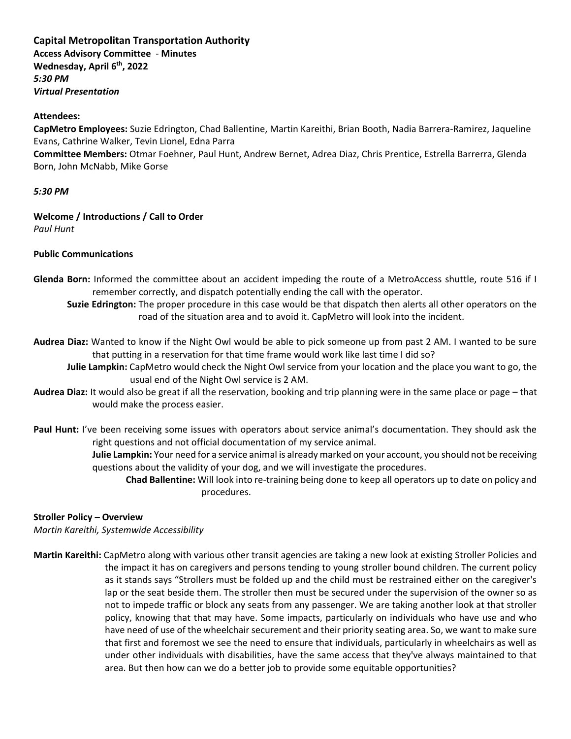**Capital Metropolitan Transportation Authority**
**Access Advisory Committee - Minutes**
**Wednesday, April 6th, 2022**
***5:30 PM***
***Virtual Presentation***

**Attendees:**
**CapMetro Employees:** Suzie Edrington, Chad Ballentine, Martin Kareithi, Brian Booth, Nadia Barrera-Ramirez, Jaqueline Evans, Cathrine Walker, Tevin Lionel, Edna Parra
**Committee Members:** Otmar Foehner, Paul Hunt, Andrew Bernet, Adrea Diaz, Chris Prentice, Estrella Barrerra, Glenda Born, John McNabb, Mike Gorse

***5:30 PM***

**Welcome / Introductions / Call to Order**
*Paul Hunt*

**Public Communications**

**Glenda Born:** Informed the committee about an accident impeding the route of a MetroAccess shuttle, route 516 if I remember correctly, and dispatch potentially ending the call with the operator.

**Suzie Edrington:** The proper procedure in this case would be that dispatch then alerts all other operators on the road of the situation area and to avoid it. CapMetro will look into the incident.

**Audrea Diaz:** Wanted to know if the Night Owl would be able to pick someone up from past 2 AM. I wanted to be sure that putting in a reservation for that time frame would work like last time I did so?

**Julie Lampkin:** CapMetro would check the Night Owl service from your location and the place you want to go, the usual end of the Night Owl service is 2 AM.

**Audrea Diaz:** It would also be great if all the reservation, booking and trip planning were in the same place or page – that would make the process easier.

**Paul Hunt:** I've been receiving some issues with operators about service animal's documentation. They should ask the right questions and not official documentation of my service animal.

**Julie Lampkin:** Your need for a service animal is already marked on your account, you should not be receiving questions about the validity of your dog, and we will investigate the procedures.

**Chad Ballentine:** Will look into re-training being done to keep all operators up to date on policy and procedures.

**Stroller Policy – Overview**
*Martin Kareithi, Systemwide Accessibility*

**Martin Kareithi:** CapMetro along with various other transit agencies are taking a new look at existing Stroller Policies and the impact it has on caregivers and persons tending to young stroller bound children. The current policy as it stands says "Strollers must be folded up and the child must be restrained either on the caregiver's lap or the seat beside them. The stroller then must be secured under the supervision of the owner so as not to impede traffic or block any seats from any passenger. We are taking another look at that stroller policy, knowing that that may have. Some impacts, particularly on individuals who have use and who have need of use of the wheelchair securement and their priority seating area. So, we want to make sure that first and foremost we see the need to ensure that individuals, particularly in wheelchairs as well as under other individuals with disabilities, have the same access that they've always maintained to that area. But then how can we do a better job to provide some equitable opportunities?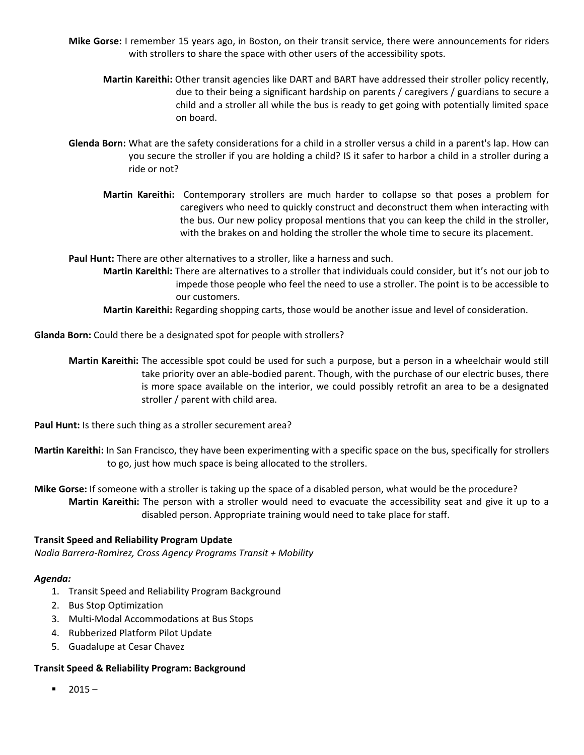**Mike Gorse:** I remember 15 years ago, in Boston, on their transit service, there were announcements for riders with strollers to share the space with other users of the accessibility spots.

**Martin Kareithi:** Other transit agencies like DART and BART have addressed their stroller policy recently, due to their being a significant hardship on parents / caregivers / guardians to secure a child and a stroller all while the bus is ready to get going with potentially limited space on board.

**Glenda Born:** What are the safety considerations for a child in a stroller versus a child in a parent's lap. How can you secure the stroller if you are holding a child? IS it safer to harbor a child in a stroller during a ride or not?

**Martin Kareithi:** Contemporary strollers are much harder to collapse so that poses a problem for caregivers who need to quickly construct and deconstruct them when interacting with the bus. Our new policy proposal mentions that you can keep the child in the stroller, with the brakes on and holding the stroller the whole time to secure its placement.

**Paul Hunt:** There are other alternatives to a stroller, like a harness and such.

**Martin Kareithi:** There are alternatives to a stroller that individuals could consider, but it's not our job to impede those people who feel the need to use a stroller. The point is to be accessible to our customers.

**Martin Kareithi:** Regarding shopping carts, those would be another issue and level of consideration.

**Glanda Born:** Could there be a designated spot for people with strollers?

**Martin Kareithi:** The accessible spot could be used for such a purpose, but a person in a wheelchair would still take priority over an able-bodied parent. Though, with the purchase of our electric buses, there is more space available on the interior, we could possibly retrofit an area to be a designated stroller / parent with child area.

**Paul Hunt:** Is there such thing as a stroller securement area?

**Martin Kareithi:** In San Francisco, they have been experimenting with a specific space on the bus, specifically for strollers to go, just how much space is being allocated to the strollers.

**Mike Gorse:** If someone with a stroller is taking up the space of a disabled person, what would be the procedure?

**Martin Kareithi:** The person with a stroller would need to evacuate the accessibility seat and give it up to a disabled person. Appropriate training would need to take place for staff.

**Transit Speed and Reliability Program Update**

*Nadia Barrera-Ramirez, Cross Agency Programs Transit + Mobility*

***Agenda:***

1. Transit Speed and Reliability Program Background
2. Bus Stop Optimization
3. Multi-Modal Accommodations at Bus Stops
4. Rubberized Platform Pilot Update
5. Guadalupe at Cesar Chavez

**Transit Speed & Reliability Program: Background**

- 2015 –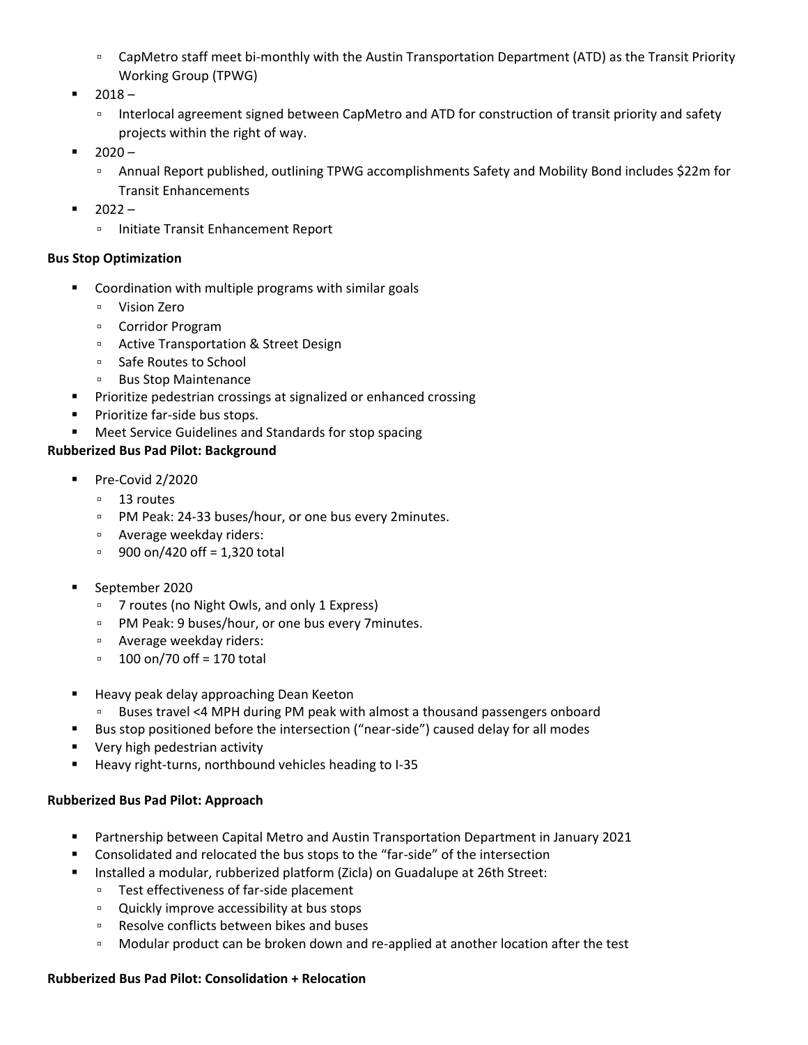- CapMetro staff meet bi-monthly with the Austin Transportation Department (ATD) as the Transit Priority Working Group (TPWG)
- 2018 –
  - Interlocal agreement signed between CapMetro and ATD for construction of transit priority and safety projects within the right of way.
- 2020 –
  - Annual Report published, outlining TPWG accomplishments Safety and Mobility Bond includes $22m for Transit Enhancements
- 2022 –
  - Initiate Transit Enhancement Report

**Bus Stop Optimization**

- Coordination with multiple programs with similar goals
  - Vision Zero
  - Corridor Program
  - Active Transportation & Street Design
  - Safe Routes to School
  - Bus Stop Maintenance
- Prioritize pedestrian crossings at signalized or enhanced crossing
- Prioritize far-side bus stops.
- Meet Service Guidelines and Standards for stop spacing

**Rubberized Bus Pad Pilot: Background**

- Pre-Covid 2/2020
  - 13 routes
  - PM Peak: 24-33 buses/hour, or one bus every 2minutes.
  - Average weekday riders:
  - 900 on/420 off = 1,320 total

- September 2020
  - 7 routes (no Night Owls, and only 1 Express)
  - PM Peak: 9 buses/hour, or one bus every 7minutes.
  - Average weekday riders:
  - 100 on/70 off = 170 total

- Heavy peak delay approaching Dean Keeton
  - Buses travel <4 MPH during PM peak with almost a thousand passengers onboard
- Bus stop positioned before the intersection ("near-side") caused delay for all modes
- Very high pedestrian activity
- Heavy right-turns, northbound vehicles heading to I-35

**Rubberized Bus Pad Pilot: Approach**

- Partnership between Capital Metro and Austin Transportation Department in January 2021
- Consolidated and relocated the bus stops to the "far-side" of the intersection
- Installed a modular, rubberized platform (Zicla) on Guadalupe at 26th Street:
  - Test effectiveness of far-side placement
  - Quickly improve accessibility at bus stops
  - Resolve conflicts between bikes and buses
  - Modular product can be broken down and re-applied at another location after the test

**Rubberized Bus Pad Pilot: Consolidation + Relocation**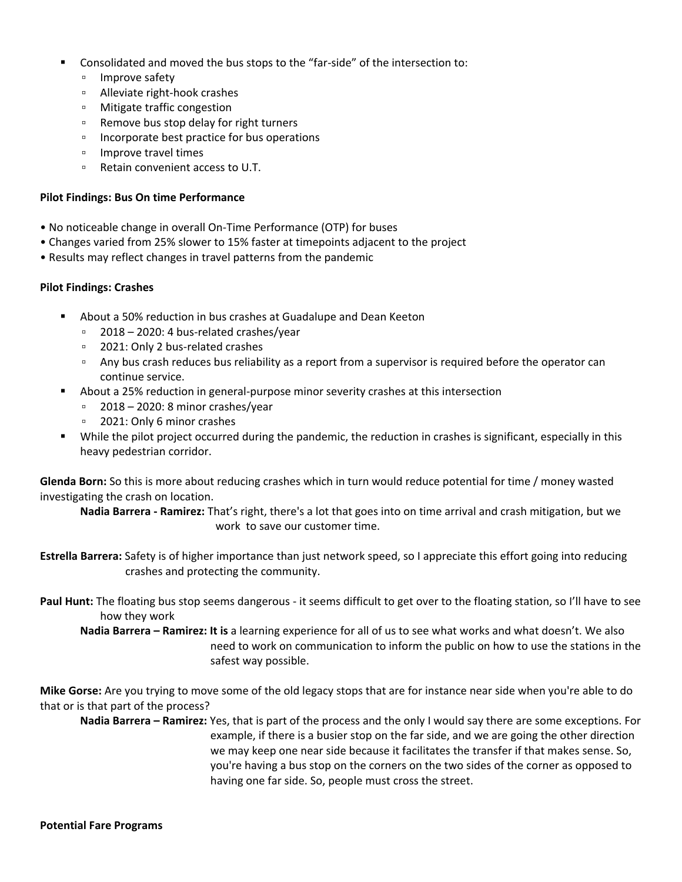- Consolidated and moved the bus stops to the "far-side" of the intersection to:
  - Improve safety
  - Alleviate right-hook crashes
  - Mitigate traffic congestion
  - Remove bus stop delay for right turners
  - Incorporate best practice for bus operations
  - Improve travel times
  - Retain convenient access to U.T.

**Pilot Findings: Bus On time Performance**

- No noticeable change in overall On-Time Performance (OTP) for buses
- Changes varied from 25% slower to 15% faster at timepoints adjacent to the project
- Results may reflect changes in travel patterns from the pandemic

**Pilot Findings: Crashes**

- About a 50% reduction in bus crashes at Guadalupe and Dean Keeton
  - 2018 – 2020: 4 bus-related crashes/year
  - 2021: Only 2 bus-related crashes
  - Any bus crash reduces bus reliability as a report from a supervisor is required before the operator can continue service.
- About a 25% reduction in general-purpose minor severity crashes at this intersection
  - 2018 – 2020: 8 minor crashes/year
  - 2021: Only 6 minor crashes
- While the pilot project occurred during the pandemic, the reduction in crashes is significant, especially in this heavy pedestrian corridor.

**Glenda Born:** So this is more about reducing crashes which in turn would reduce potential for time / money wasted investigating the crash on location.

> **Nadia Barrera - Ramirez:** That's right, there's a lot that goes into on time arrival and crash mitigation, but we work to save our customer time.

**Estrella Barrera:** Safety is of higher importance than just network speed, so I appreciate this effort going into reducing crashes and protecting the community.

**Paul Hunt:** The floating bus stop seems dangerous - it seems difficult to get over to the floating station, so I'll have to see how they work

> **Nadia Barrera – Ramirez: It is** a learning experience for all of us to see what works and what doesn't. We also need to work on communication to inform the public on how to use the stations in the safest way possible.

**Mike Gorse:** Are you trying to move some of the old legacy stops that are for instance near side when you're able to do that or is that part of the process?

> **Nadia Barrera – Ramirez:** Yes, that is part of the process and the only I would say there are some exceptions. For example, if there is a busier stop on the far side, and we are going the other direction we may keep one near side because it facilitates the transfer if that makes sense. So, you're having a bus stop on the corners on the two sides of the corner as opposed to having one far side. So, people must cross the street.

**Potential Fare Programs**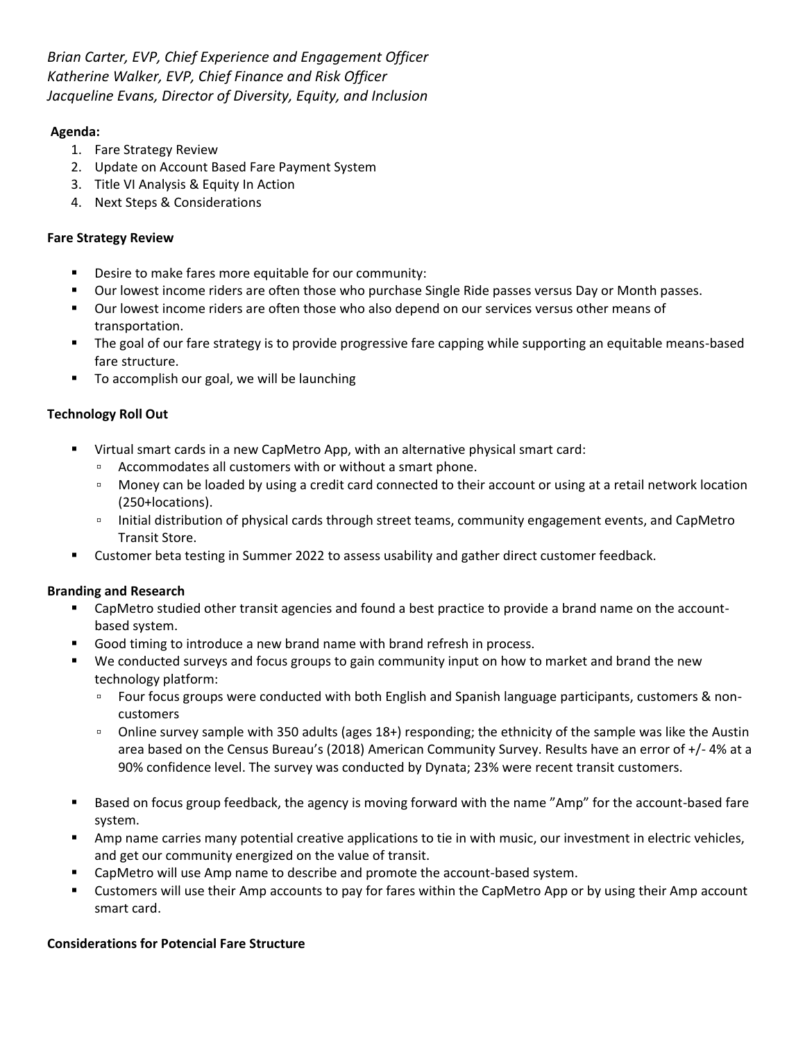*Brian Carter, EVP, Chief Experience and Engagement Officer*
*Katherine Walker, EVP, Chief Finance and Risk Officer*
*Jacqueline Evans, Director of Diversity, Equity, and Inclusion*

**Agenda:**

1. Fare Strategy Review
2. Update on Account Based Fare Payment System
3. Title VI Analysis & Equity In Action
4. Next Steps & Considerations

**Fare Strategy Review**

- Desire to make fares more equitable for our community:
- Our lowest income riders are often those who purchase Single Ride passes versus Day or Month passes.
- Our lowest income riders are often those who also depend on our services versus other means of transportation.
- The goal of our fare strategy is to provide progressive fare capping while supporting an equitable means-based fare structure.
- To accomplish our goal, we will be launching

**Technology Roll Out**

- Virtual smart cards in a new CapMetro App, with an alternative physical smart card:
  - Accommodates all customers with or without a smart phone.
  - Money can be loaded by using a credit card connected to their account or using at a retail network location (250+locations).
  - Initial distribution of physical cards through street teams, community engagement events, and CapMetro Transit Store.
- Customer beta testing in Summer 2022 to assess usability and gather direct customer feedback.

**Branding and Research**

- CapMetro studied other transit agencies and found a best practice to provide a brand name on the account-based system.
- Good timing to introduce a new brand name with brand refresh in process.
- We conducted surveys and focus groups to gain community input on how to market and brand the new technology platform:
  - Four focus groups were conducted with both English and Spanish language participants, customers & non-customers
  - Online survey sample with 350 adults (ages 18+) responding; the ethnicity of the sample was like the Austin area based on the Census Bureau's (2018) American Community Survey. Results have an error of +/- 4% at a 90% confidence level. The survey was conducted by Dynata; 23% were recent transit customers.
- Based on focus group feedback, the agency is moving forward with the name "Amp" for the account-based fare system.
- Amp name carries many potential creative applications to tie in with music, our investment in electric vehicles, and get our community energized on the value of transit.
- CapMetro will use Amp name to describe and promote the account-based system.
- Customers will use their Amp accounts to pay for fares within the CapMetro App or by using their Amp account smart card.

**Considerations for Potencial Fare Structure**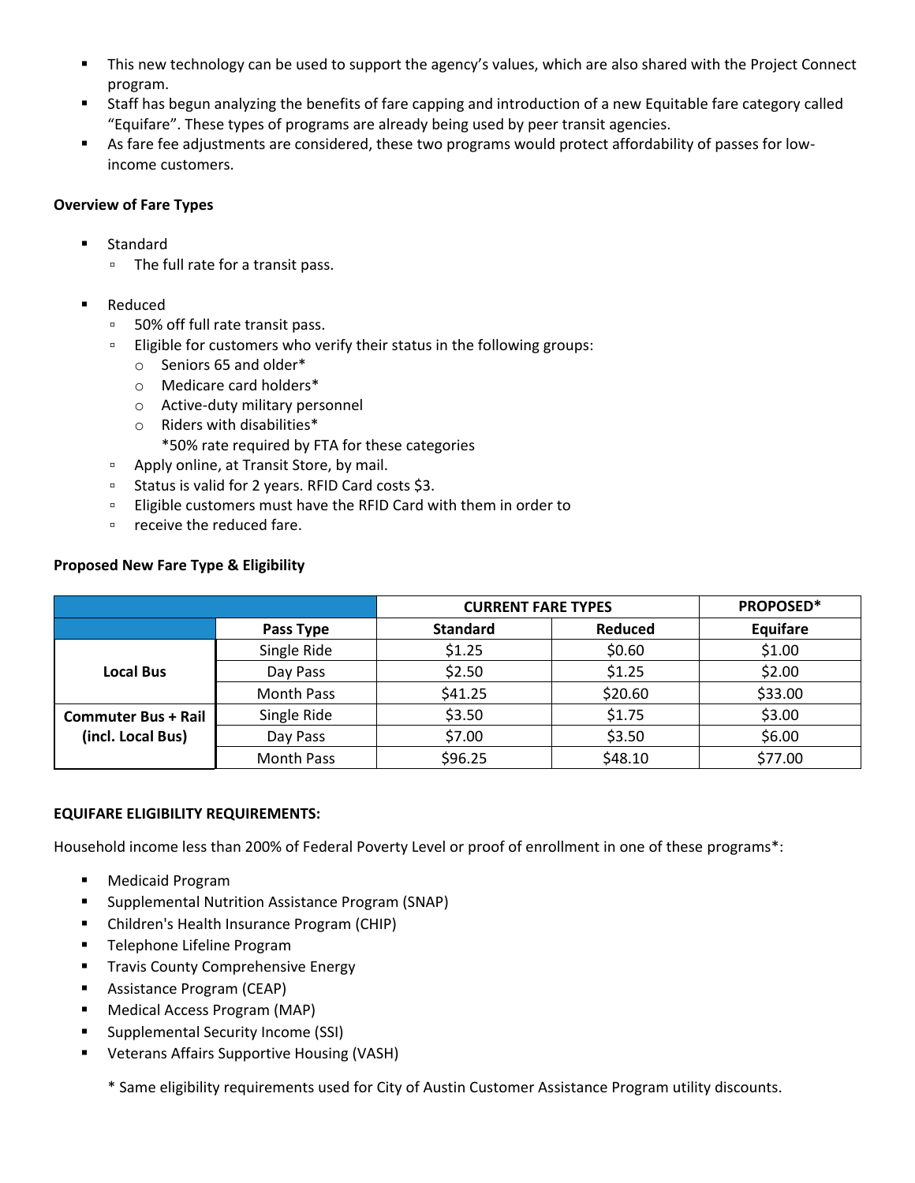- This new technology can be used to support the agency's values, which are also shared with the Project Connect program.
- Staff has begun analyzing the benefits of fare capping and introduction of a new Equitable fare category called "Equifare". These types of programs are already being used by peer transit agencies.
- As fare fee adjustments are considered, these two programs would protect affordability of passes for low-income customers.

**Overview of Fare Types**

- Standard
  - The full rate for a transit pass.

- Reduced
  - 50% off full rate transit pass.
  - Eligible for customers who verify their status in the following groups:
    - Seniors 65 and older*
    - Medicare card holders*
    - Active-duty military personnel
    - Riders with disabilities*
      *50% rate required by FTA for these categories
  - Apply online, at Transit Store, by mail.
  - Status is valid for 2 years. RFID Card costs $3.
  - Eligible customers must have the RFID Card with them in order to
  - receive the reduced fare.

**Proposed New Fare Type & Eligibility**

| | | CURRENT FARE TYPES | | PROPOSED* |
|---|---|---|---|---|
| | **Pass Type** | **Standard** | **Reduced** | **Equifare** |
| **Local Bus** | Single Ride | $1.25 | $0.60 | $1.00 |
| | Day Pass | $2.50 | $1.25 | $2.00 |
| | Month Pass | $41.25 | $20.60 | $33.00 |
| **Commuter Bus + Rail (incl. Local Bus)** | Single Ride | $3.50 | $1.75 | $3.00 |
| | Day Pass | $7.00 | $3.50 | $6.00 |
| | Month Pass | $96.25 | $48.10 | $77.00 |

**EQUIFARE ELIGIBILITY REQUIREMENTS:**

Household income less than 200% of Federal Poverty Level or proof of enrollment in one of these programs*:

- Medicaid Program
- Supplemental Nutrition Assistance Program (SNAP)
- Children's Health Insurance Program (CHIP)
- Telephone Lifeline Program
- Travis County Comprehensive Energy
- Assistance Program (CEAP)
- Medical Access Program (MAP)
- Supplemental Security Income (SSI)
- Veterans Affairs Supportive Housing (VASH)

\* Same eligibility requirements used for City of Austin Customer Assistance Program utility discounts.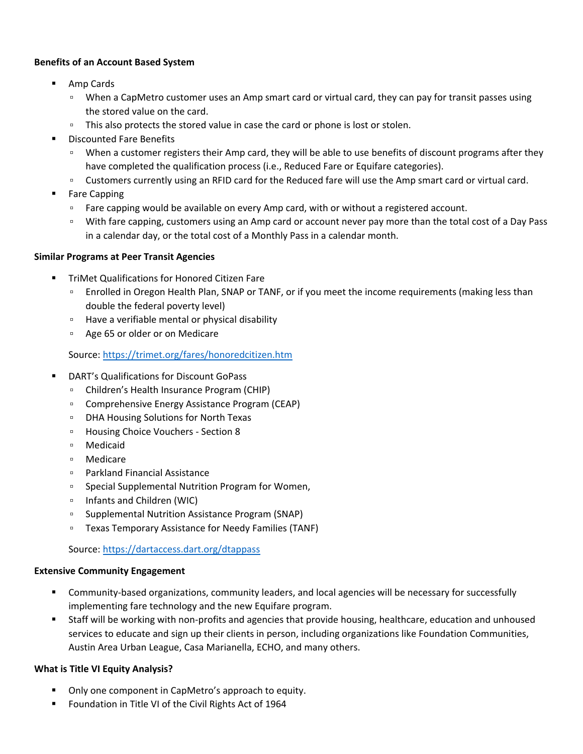**Benefits of an Account Based System**

- Amp Cards
  - When a CapMetro customer uses an Amp smart card or virtual card, they can pay for transit passes using the stored value on the card.
  - This also protects the stored value in case the card or phone is lost or stolen.
- Discounted Fare Benefits
  - When a customer registers their Amp card, they will be able to use benefits of discount programs after they have completed the qualification process (i.e., Reduced Fare or Equifare categories).
  - Customers currently using an RFID card for the Reduced fare will use the Amp smart card or virtual card.
- Fare Capping
  - Fare capping would be available on every Amp card, with or without a registered account.
  - With fare capping, customers using an Amp card or account never pay more than the total cost of a Day Pass in a calendar day, or the total cost of a Monthly Pass in a calendar month.

**Similar Programs at Peer Transit Agencies**

- TriMet Qualifications for Honored Citizen Fare
  - Enrolled in Oregon Health Plan, SNAP or TANF, or if you meet the income requirements (making less than double the federal poverty level)
  - Have a verifiable mental or physical disability
  - Age 65 or older or on Medicare

  Source: [https://trimet.org/fares/honoredcitizen.htm](https://trimet.org/fares/honoredcitizen.htm)

- DART's Qualifications for Discount GoPass
  - Children's Health Insurance Program (CHIP)
  - Comprehensive Energy Assistance Program (CEAP)
  - DHA Housing Solutions for North Texas
  - Housing Choice Vouchers - Section 8
  - Medicaid
  - Medicare
  - Parkland Financial Assistance
  - Special Supplemental Nutrition Program for Women,
  - Infants and Children (WIC)
  - Supplemental Nutrition Assistance Program (SNAP)
  - Texas Temporary Assistance for Needy Families (TANF)

  Source: [https://dartaccess.dart.org/dtappass](https://dartaccess.dart.org/dtappass)

**Extensive Community Engagement**

- Community-based organizations, community leaders, and local agencies will be necessary for successfully implementing fare technology and the new Equifare program.
- Staff will be working with non-profits and agencies that provide housing, healthcare, education and unhoused services to educate and sign up their clients in person, including organizations like Foundation Communities, Austin Area Urban League, Casa Marianella, ECHO, and many others.

**What is Title VI Equity Analysis?**

- Only one component in CapMetro's approach to equity.
- Foundation in Title VI of the Civil Rights Act of 1964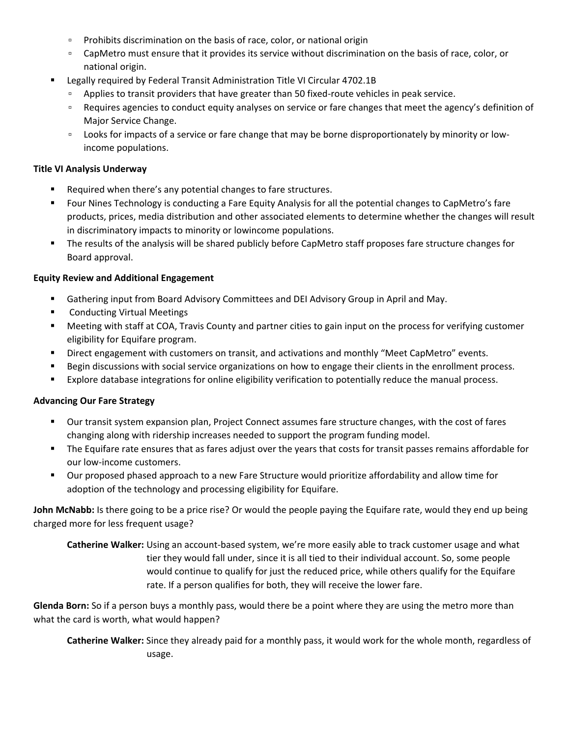- Prohibits discrimination on the basis of race, color, or national origin
- CapMetro must ensure that it provides its service without discrimination on the basis of race, color, or national origin.

- Legally required by Federal Transit Administration Title VI Circular 4702.1B
  - Applies to transit providers that have greater than 50 fixed-route vehicles in peak service.
  - Requires agencies to conduct equity analyses on service or fare changes that meet the agency's definition of Major Service Change.
  - Looks for impacts of a service or fare change that may be borne disproportionately by minority or low-income populations.

**Title VI Analysis Underway**

- Required when there's any potential changes to fare structures.
- Four Nines Technology is conducting a Fare Equity Analysis for all the potential changes to CapMetro's fare products, prices, media distribution and other associated elements to determine whether the changes will result in discriminatory impacts to minority or lowincome populations.
- The results of the analysis will be shared publicly before CapMetro staff proposes fare structure changes for Board approval.

**Equity Review and Additional Engagement**

- Gathering input from Board Advisory Committees and DEI Advisory Group in April and May.
- Conducting Virtual Meetings
- Meeting with staff at COA, Travis County and partner cities to gain input on the process for verifying customer eligibility for Equifare program.
- Direct engagement with customers on transit, and activations and monthly "Meet CapMetro" events.
- Begin discussions with social service organizations on how to engage their clients in the enrollment process.
- Explore database integrations for online eligibility verification to potentially reduce the manual process.

**Advancing Our Fare Strategy**

- Our transit system expansion plan, Project Connect assumes fare structure changes, with the cost of fares changing along with ridership increases needed to support the program funding model.
- The Equifare rate ensures that as fares adjust over the years that costs for transit passes remains affordable for our low-income customers.
- Our proposed phased approach to a new Fare Structure would prioritize affordability and allow time for adoption of the technology and processing eligibility for Equifare.

**John McNabb:** Is there going to be a price rise? Or would the people paying the Equifare rate, would they end up being charged more for less frequent usage?

> **Catherine Walker:** Using an account-based system, we're more easily able to track customer usage and what tier they would fall under, since it is all tied to their individual account. So, some people would continue to qualify for just the reduced price, while others qualify for the Equifare rate. If a person qualifies for both, they will receive the lower fare.

**Glenda Born:** So if a person buys a monthly pass, would there be a point where they are using the metro more than what the card is worth, what would happen?

> **Catherine Walker:** Since they already paid for a monthly pass, it would work for the whole month, regardless of usage.